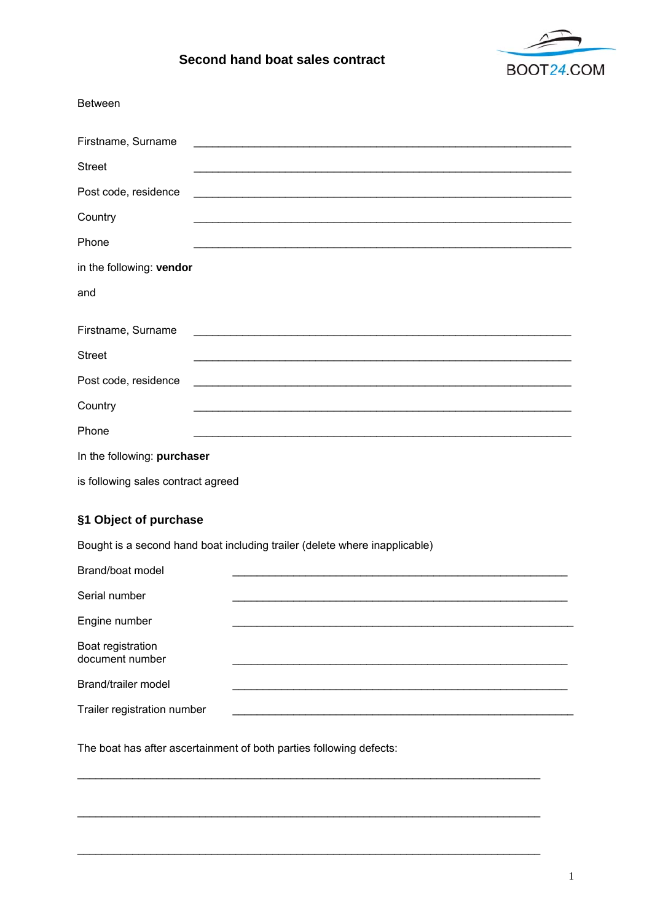# Second hand boat sales contract

BOOT24.COM

Between

Firstname, Surname ____________________________________________________________

Street ____________________________________________________________

Post code, residence ____________________________________________________________

Country ____________________________________________________________

Phone ____________________________________________________________

in the following: **vendor**

and

Firstname, Surname ____________________________________________________________

Street ____________________________________________________________

Post code, residence ____________________________________________________________

Country ____________________________________________________________

Phone ____________________________________________________________

In the following: **purchaser**

is following sales contract agreed

## §1 Object of purchase

Bought is a second hand boat including trailer (delete where inapplicable)

Brand/boat model ______________________________________________________

Serial number ______________________________________________________

Engine number ______________________________________________________

Boat registration document number ______________________________________________________

Brand/trailer model ______________________________________________________

Trailer registration number ______________________________________________________

The boat has after ascertainment of both parties following defects:

___________________________________________________________________________

___________________________________________________________________________

___________________________________________________________________________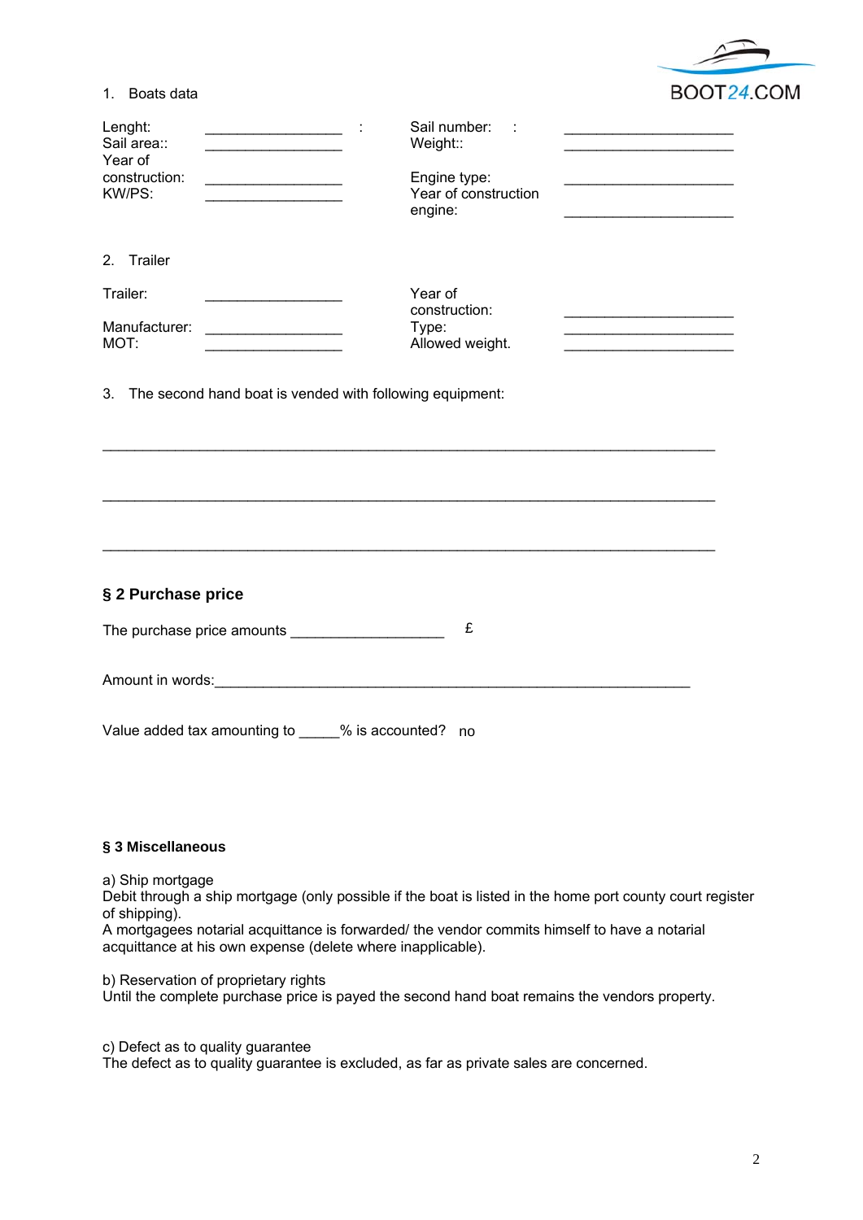1. Boats data

| | | | |
|---|---|---|---|
| Lenght: | __________________ : | Sail number: : | ______________________ |
| Sail area:: | __________________ | Weight:: | ______________________ |
| Year of construction: | __________________ | Engine type: | ______________________ |
| KW/PS: | __________________ | Year of construction engine: | ______________________ |

2. Trailer

| | | | |
|---|---|---|---|
| Trailer: | __________________ | Year of construction: | ______________________ |
| Manufacturer: | __________________ | Type: | ______________________ |
| MOT: | __________________ | Allowed weight. | ______________________ |

3. The second hand boat is vended with following equipment:

________________________________________________________________________________

________________________________________________________________________________

________________________________________________________________________________

## § 2 Purchase price

The purchase price amounts ____________________ £

Amount in words:______________________________________________________________

Value added tax amounting to _____% is accounted? no

### § 3 Miscellaneous

a) Ship mortgage
Debit through a ship mortgage (only possible if the boat is listed in the home port county court register of shipping).
A mortgagees notarial acquittance is forwarded/ the vendor commits himself to have a notarial acquittance at his own expense (delete where inapplicable).

b) Reservation of proprietary rights
Until the complete purchase price is payed the second hand boat remains the vendors property.

c) Defect as to quality guarantee
The defect as to quality guarantee is excluded, as far as private sales are concerned.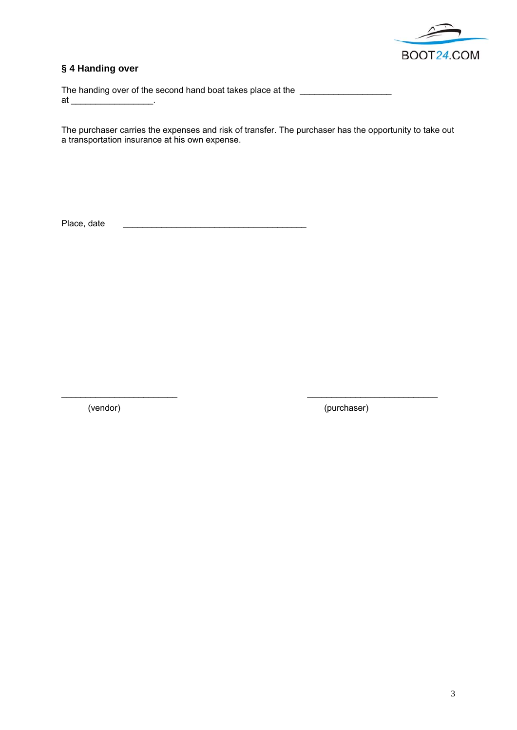## § 4 Handing over

The handing over of the second hand boat takes place at the ___________________
at _________________.

The purchaser carries the expenses and risk of transfer. The purchaser has the opportunity to take out a transportation insurance at his own expense.

Place, date ______________________________________

________________________ ___________________________

(vendor) (purchaser)